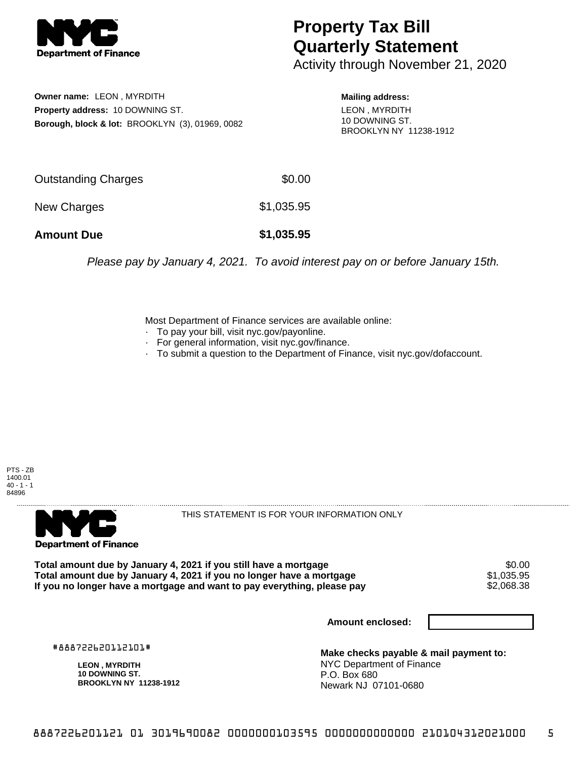**Department of Finance**

# Property Tax Bill Quarterly Statement

Activity through November 21, 2020

**Owner name:** LEON , MYRDITH
**Property address:** 10 DOWNING ST.
**Borough, block & lot:** BROOKLYN (3), 01969, 0082

**Mailing address:**
LEON , MYRDITH
10 DOWNING ST.
BROOKLYN NY 11238-1912

| | |
|---|---|
| Outstanding Charges | $0.00 |
| New Charges | $1,035.95 |
| **Amount Due** | **$1,035.95** |

*Please pay by January 4, 2021. To avoid interest pay on or before January 15th.*

Most Department of Finance services are available online:
- To pay your bill, visit nyc.gov/payonline.
- For general information, visit nyc.gov/finance.
- To submit a question to the Department of Finance, visit nyc.gov/dofaccount.

PTS - ZB
1400.01
40 - 1 - 1
84896

**Department of Finance**

THIS STATEMENT IS FOR YOUR INFORMATION ONLY

| | |
|---|---|
| **Total amount due by January 4, 2021 if you still have a mortgage** | $0.00 |
| **Total amount due by January 4, 2021 if you no longer have a mortgage** | $1,035.95 |
| **If you no longer have a mortgage and want to pay everything, please pay** | $2,068.38 |

**Amount enclosed:**

#888722620112101#

**LEON , MYRDITH**
**10 DOWNING ST.**
**BROOKLYN NY 11238-1912**

**Make checks payable & mail payment to:**
NYC Department of Finance
P.O. Box 680
Newark NJ 07101-0680

8887226201121 01 3019690082 0000000103595 0000000000000 210104312021000 5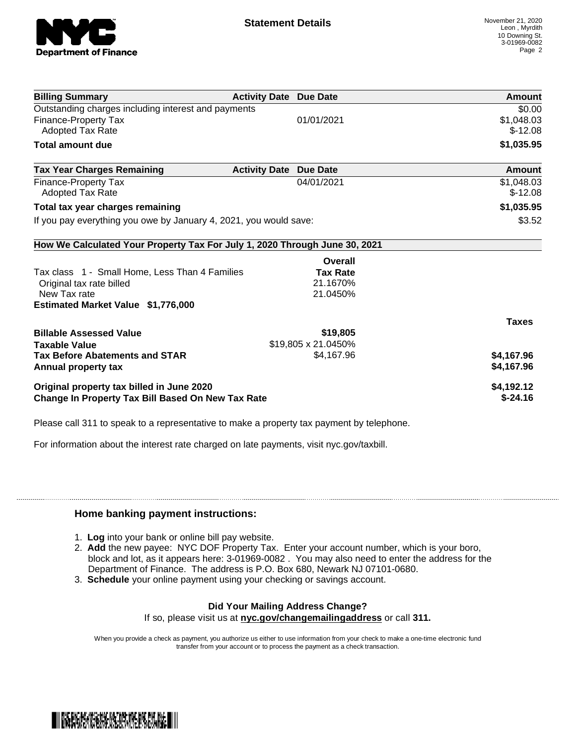**Statement Details**

November 21, 2020
Leon , Myrdith
10 Downing St.
3-01969-0082

| Billing Summary | Activity Date | Due Date | Amount |
| --- | --- | --- | --- |
| Outstanding charges including interest and payments | | | $0.00 |
| Finance-Property Tax | | 01/01/2021 | $1,048.03 |
| Adopted Tax Rate | | | $-12.08 |
| **Total amount due** | | | **$1,035.95** |

| Tax Year Charges Remaining | Activity Date | Due Date | Amount |
| --- | --- | --- | --- |
| Finance-Property Tax | | 04/01/2021 | $1,048.03 |
| Adopted Tax Rate | | | $-12.08 |
| **Total tax year charges remaining** | | | **$1,035.95** |
| If you pay everything you owe by January 4, 2021, you would save: | | | $3.52 |

**How We Calculated Your Property Tax For July 1, 2020 Through June 30, 2021**

| | Overall Tax Rate | Taxes |
| --- | --- | --- |
| Tax class 1 - Small Home, Less Than 4 Families | | |
| Original tax rate billed | 21.1670% | |
| New Tax rate | 21.0450% | |
| **Estimated Market Value $1,776,000** | | |
| **Billable Assessed Value** | **$19,805** | |
| **Taxable Value** | $19,805 x 21.0450% | |
| **Tax Before Abatements and STAR** | $4,167.96 | **$4,167.96** |
| **Annual property tax** | | **$4,167.96** |
| **Original property tax billed in June 2020** | | **$4,192.12** |
| **Change In Property Tax Bill Based On New Tax Rate** | | **$-24.16** |

Please call 311 to speak to a representative to make a property tax payment by telephone.

For information about the interest rate charged on late payments, visit nyc.gov/taxbill.

### Home banking payment instructions:

1. **Log** into your bank or online bill pay website.
2. **Add** the new payee: NYC DOF Property Tax. Enter your account number, which is your boro, block and lot, as it appears here: 3-01969-0082 . You may also need to enter the address for the Department of Finance. The address is P.O. Box 680, Newark NJ 07101-0680.
3. **Schedule** your online payment using your checking or savings account.

**Did Your Mailing Address Change?**
If so, please visit us at **nyc.gov/changemailingaddress** or call **311.**

When you provide a check as payment, you authorize us either to use information from your check to make a one-time electronic fund transfer from your account or to process the payment as a check transaction.